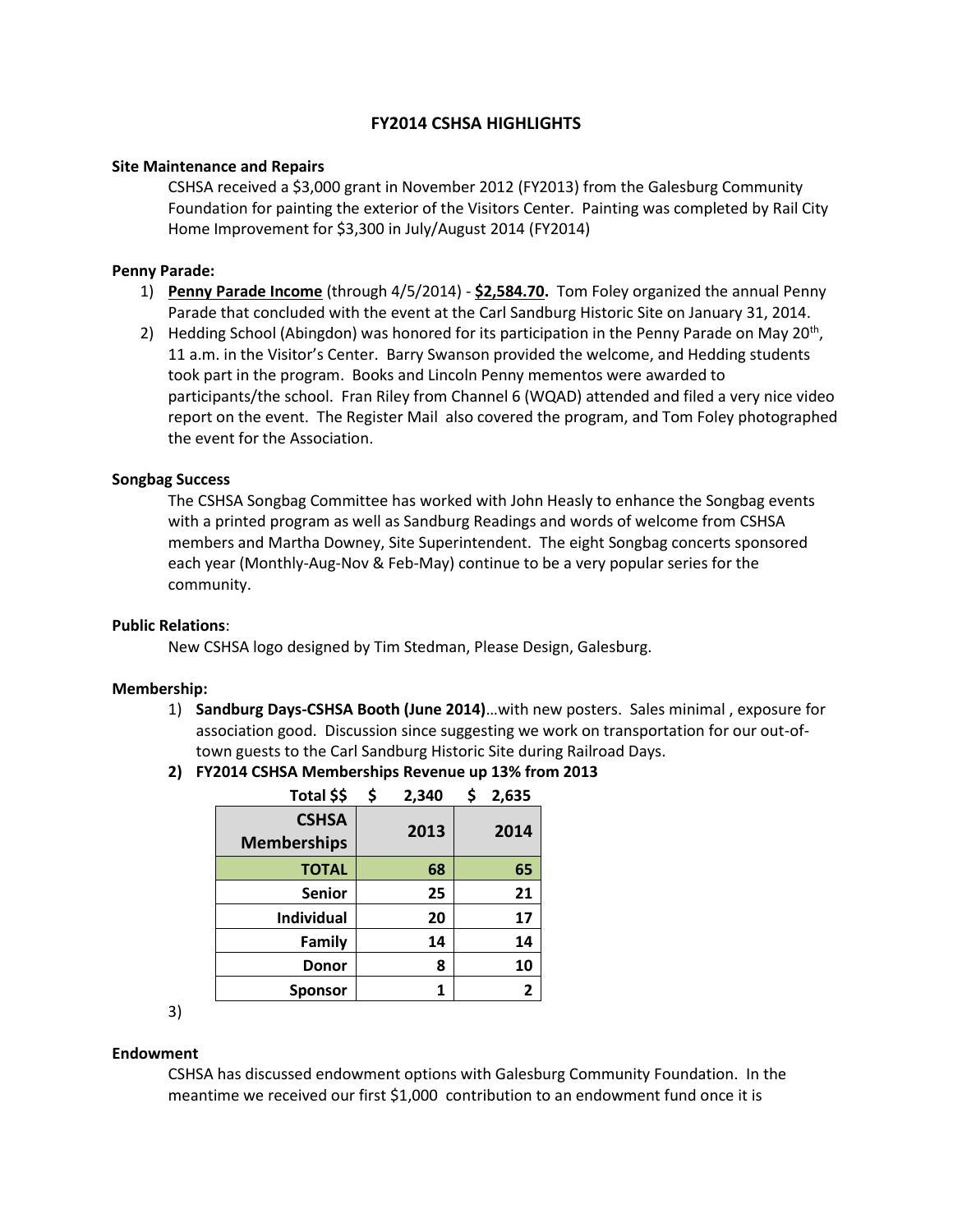# FY2014 CSHSA HIGHLIGHTS

**Site Maintenance and Repairs**

CSHSA received a $3,000 grant in November 2012 (FY2013) from the Galesburg Community Foundation for painting the exterior of the Visitors Center. Painting was completed by Rail City Home Improvement for $3,300 in July/August 2014 (FY2014)

**Penny Parade:**

1) **Penny Parade Income** (through 4/5/2014) - **$2,584.70.** Tom Foley organized the annual Penny Parade that concluded with the event at the Carl Sandburg Historic Site on January 31, 2014.
2) Hedding School (Abingdon) was honored for its participation in the Penny Parade on May 20th, 11 a.m. in the Visitor's Center. Barry Swanson provided the welcome, and Hedding students took part in the program. Books and Lincoln Penny mementos were awarded to participants/the school. Fran Riley from Channel 6 (WQAD) attended and filed a very nice video report on the event. The Register Mail also covered the program, and Tom Foley photographed the event for the Association.

**Songbag Success**

The CSHSA Songbag Committee has worked with John Heasly to enhance the Songbag events with a printed program as well as Sandburg Readings and words of welcome from CSHSA members and Martha Downey, Site Superintendent. The eight Songbag concerts sponsored each year (Monthly-Aug-Nov & Feb-May) continue to be a very popular series for the community.

**Public Relations**:

New CSHSA logo designed by Tim Stedman, Please Design, Galesburg.

**Membership:**

1) **Sandburg Days-CSHSA Booth (June 2014)**…with new posters. Sales minimal , exposure for association good. Discussion since suggesting we work on transportation for our out-of-town guests to the Carl Sandburg Historic Site during Railroad Days.
2) **FY2014 CSHSA Memberships Revenue up 13% from 2013**

| Total $$ | $ 2,340 | $ 2,635 |
|---|---|---|
| **CSHSA Memberships** | **2013** | **2014** |
| **TOTAL** | **68** | **65** |
| **Senior** | **25** | **21** |
| **Individual** | **20** | **17** |
| **Family** | **14** | **14** |
| **Donor** | **8** | **10** |
| **Sponsor** | **1** | **2** |

3)

**Endowment**

CSHSA has discussed endowment options with Galesburg Community Foundation. In the meantime we received our first $1,000 contribution to an endowment fund once it is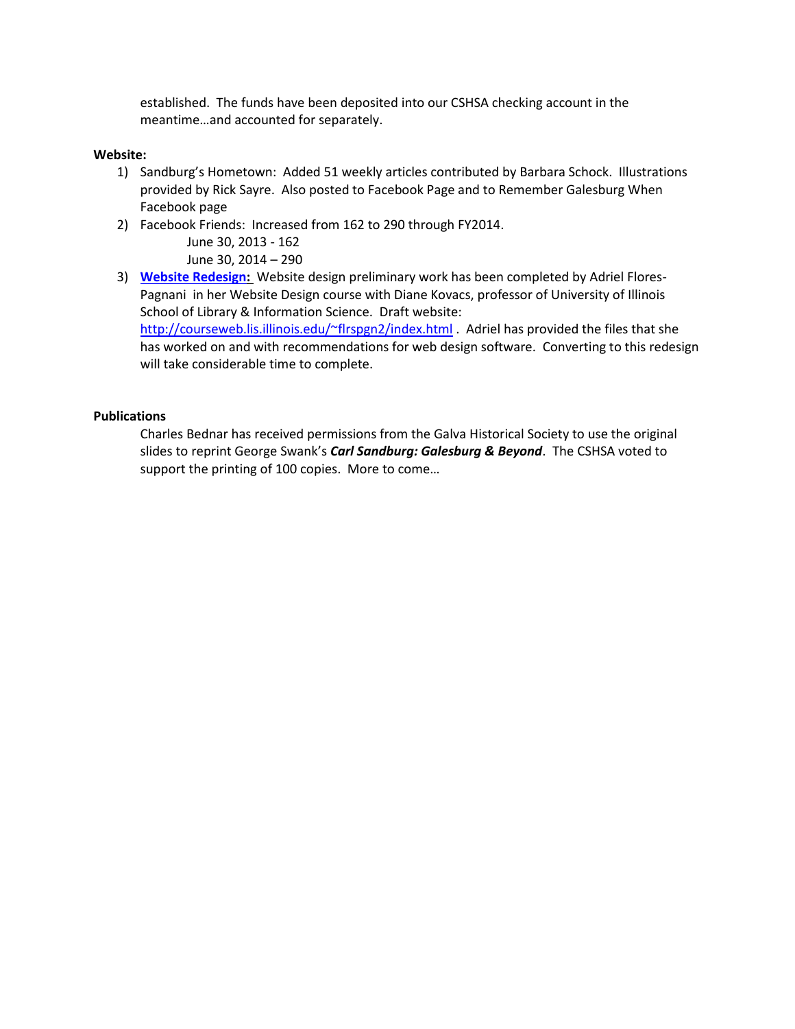established. The funds have been deposited into our CSHSA checking account in the meantime…and accounted for separately.

**Website:**

1) Sandburg's Hometown: Added 51 weekly articles contributed by Barbara Schock. Illustrations provided by Rick Sayre. Also posted to Facebook Page and to Remember Galesburg When Facebook page
2) Facebook Friends: Increased from 162 to 290 through FY2014.
   June 30, 2013 - 162
   June 30, 2014 – 290
3) **Website Redesign:** Website design preliminary work has been completed by Adriel Flores-Pagnani in her Website Design course with Diane Kovacs, professor of University of Illinois School of Library & Information Science. Draft website: http://courseweb.lis.illinois.edu/~flrspgn2/index.html . Adriel has provided the files that she has worked on and with recommendations for web design software. Converting to this redesign will take considerable time to complete.

**Publications**

Charles Bednar has received permissions from the Galva Historical Society to use the original slides to reprint George Swank's ***Carl Sandburg: Galesburg & Beyond***. The CSHSA voted to support the printing of 100 copies. More to come…